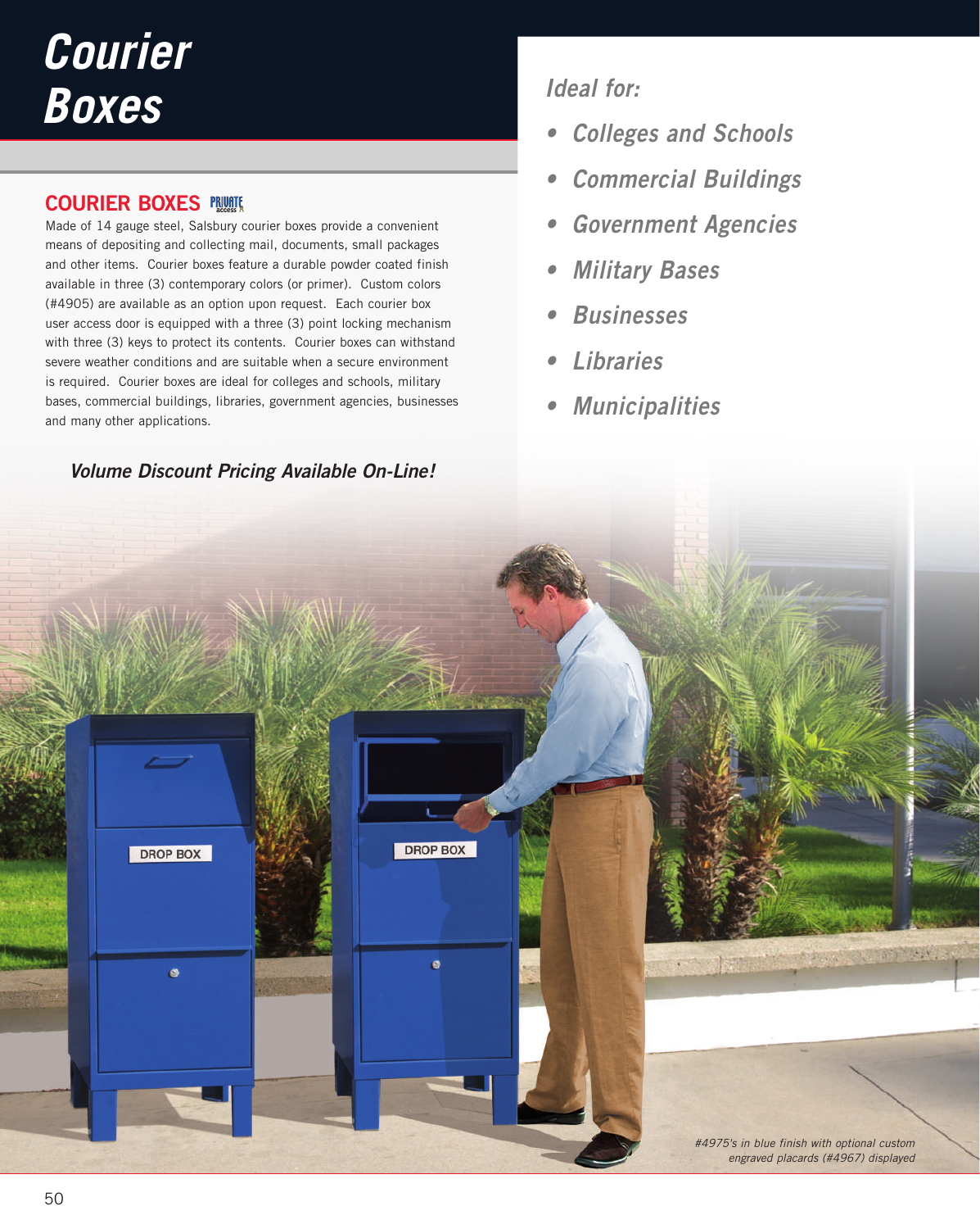# Courier Boxes

## COURIER BOXES

Made of 14 gauge steel, Salsbury courier boxes provide a convenient means of depositing and collecting mail, documents, small packages and other items. Courier boxes feature a durable powder coated finish available in three (3) contemporary colors (or primer). Custom colors (#4905) are available as an option upon request. Each courier box user access door is equipped with a three (3) point locking mechanism with three (3) keys to protect its contents. Courier boxes can withstand severe weather conditions and are suitable when a secure environment is required. Courier boxes are ideal for colleges and schools, military bases, commercial buildings, libraries, government agencies, businesses and many other applications.

***Volume Discount Pricing Available On-Line!***

*Ideal for:*

- *Colleges and Schools*
- *Commercial Buildings*
- *Government Agencies*
- *Military Bases*
- *Businesses*
- *Libraries*
- *Municipalities*

DROP BOX

DROP BOX

*#4975's in blue finish with optional custom engraved placards (#4967) displayed*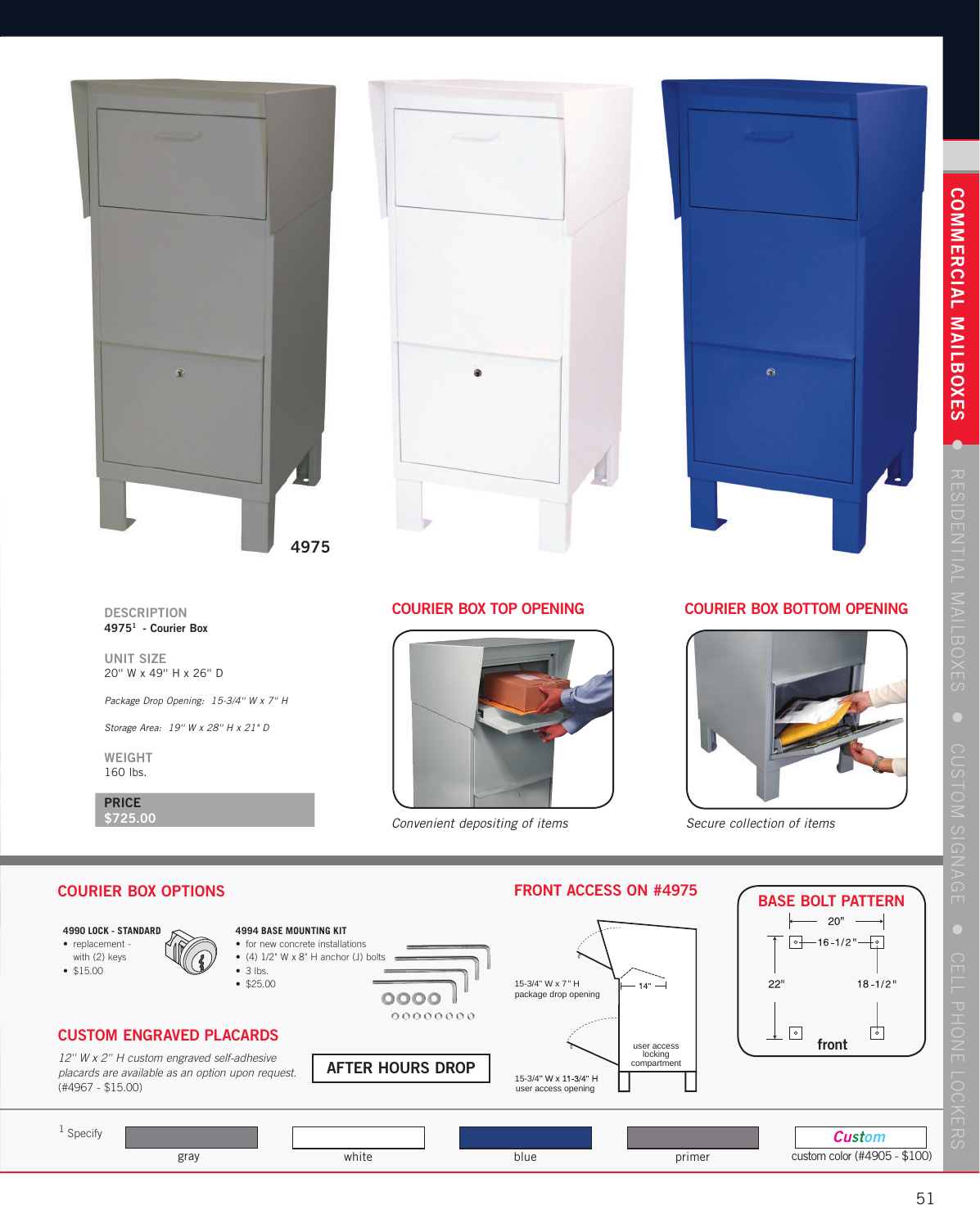4975

DESCRIPTION
**4975[1] - Courier Box**

UNIT SIZE
20" W x 49" H x 26" D

*Package Drop Opening: 15-3/4" W x 7" H*

*Storage Area: 19" W x 28" H x 21" D*

WEIGHT
160 lbs.

**PRICE**
**$725.00**

## COURIER BOX TOP OPENING

*Convenient depositing of items*

## COURIER BOX BOTTOM OPENING

*Secure collection of items*

## COURIER BOX OPTIONS

**4990 LOCK - STANDARD**
- replacement - with (2) keys
- $15.00

**4994 BASE MOUNTING KIT**
- for new concrete installations
- (4) 1/2" W x 8" H anchor (J) bolts
- 3 lbs.
- $25.00

## CUSTOM ENGRAVED PLACARDS

*12" W x 2" H custom engraved self-adhesive placards are available as an option upon request.* (#4967 - $15.00)

**AFTER HOURS DROP**

## FRONT ACCESS ON #4975

15-3/4" W x 7" H package drop opening

14"

user access locking compartment

15-3/4" W x 11-3/4" H user access opening

## BASE BOLT PATTERN

20"
16-1/2"
22"
18-1/2"
front

[1] Specify: gray, white, blue, primer, Custom — custom color (#4905 - $100)

COMMERCIAL MAILBOXES • RESIDENTIAL MAILBOXES • CUSTOM SIGNAGE • CELL PHONE LOCKERS